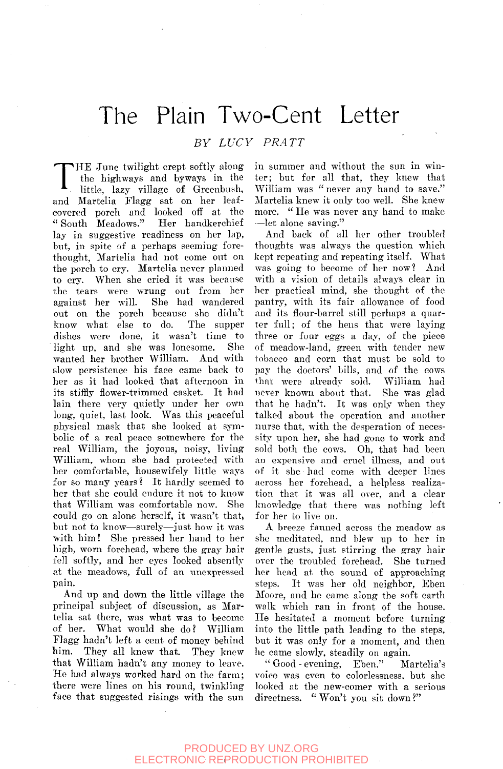# The Plain Two-Cent Letter

*BY LUCY PRATT*

THE June twilight crept softly along the highways and byways in the little, lazy village of Greenbush, and Martelia Flagg sat on her leaf-covered porch and looked off at the "South Meadows." Her handkerchief lay in suggestive readiness on her lap, but, in spite of a perhaps seeming forethought, Martelia had not come out on the porch to cry. Martelia never planned to cry. When she cried it was because the tears were wrung out from her against her will. She had wandered out on the porch because she didn't know what else to do. The supper dishes were done, it wasn't time to light up, and she was lonesome. She wanted her brother William. And with slow persistence his face came back to her as it had looked that afternoon in its stiffly flower-trimmed casket. It had lain there very quietly under her own long, quiet, last look. Was this peaceful physical mask that she looked at symbolic of a real peace somewhere for the real William, the joyous, noisy, living William, whom she had protected with her comfortable, housewifely little ways for so many years? It hardly seemed to her that she could endure it not to know that William was comfortable now. She could go on alone herself, it wasn't that, but not to know—surely—just how it was with him! She pressed her hand to her high, worn forehead, where the gray hair fell softly, and her eyes looked absently at the meadows, full of an unexpressed pain.

And up and down the little village the principal subject of discussion, as Martelia sat there, was what was to become of her. What would she do? William Flagg hadn't left a cent of money behind him. They all knew that. They knew that William hadn't any money to leave. He had always worked hard on the farm; there were lines on his round, twinkling face that suggested risings with the sun in summer and without the sun in winter; but for all that, they knew that William was "never any hand to save." Martelia knew it only too well. She knew more. "He was never any hand to make—let alone saving."

And back of all her other troubled thoughts was always the question which kept repeating and repeating itself. What was going to become of her now? And with a vision of details always clear in her practical mind, she thought of the pantry, with its fair allowance of food and its flour-barrel still perhaps a quarter full; of the hens that were laying three or four eggs a day, of the piece of meadow-land, green with tender new tobacco and corn that must be sold to pay the doctors' bills, and of the cows that were already sold. William had never known about that. She was glad that he hadn't. It was only when they talked about the operation and another nurse that, with the desperation of necessity upon her, she had gone to work and sold both the cows. Oh, that had been an expensive and cruel illness, and out of it she had come with deeper lines across her forehead, a helpless realization that it was all over, and a clear knowledge that there was nothing left for her to live on.

A breeze fanned across the meadow as she meditated, and blew up to her in gentle gusts, just stirring the gray hair over the troubled forehead. She turned her head at the sound of approaching steps. It was her old neighbor, Eben Moore, and he came along the soft earth walk which ran in front of the house. He hesitated a moment before turning into the little path leading to the steps, but it was only for a moment, and then he came slowly, steadily on again.

"Good-evening, Eben." Martelia's voice was even to colorlessness, but she looked at the new-comer with a serious directness. "Won't you sit down?"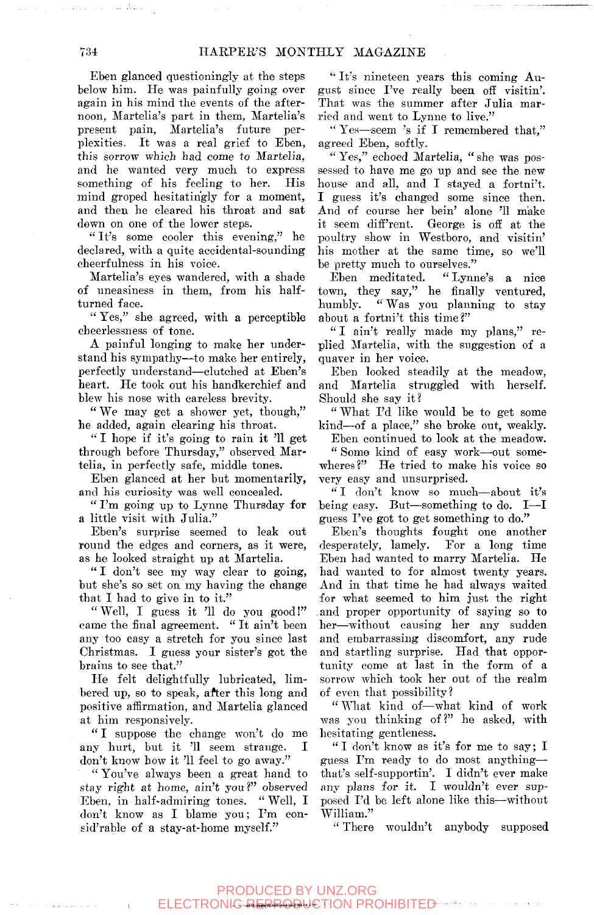Eben glanced questioningly at the steps below him. He was painfully going over again in his mind the events of the afternoon, Martelia's part in them, Martelia's present pain, Martelia's future perplexities. It was a real grief to Eben, this sorrow which had come to Martelia, and he wanted very much to express something of his feeling to her. His mind groped hesitatingly for a moment, and then he cleared his throat and sat down on one of the lower steps.

"It's some cooler this evening," he declared, with a quite accidental-sounding cheerfulness in his voice.

Martelia's eyes wandered, with a shade of uneasiness in them, from his half-turned face.

"Yes," she agreed, with a perceptible cheerlessness of tone.

A painful longing to make her understand his sympathy—to make her entirely, perfectly understand—clutched at Eben's heart. He took out his handkerchief and blew his nose with careless brevity.

"We may get a shower yet, though," he added, again clearing his throat.

"I hope if it's going to rain it 'll get through before Thursday," observed Martelia, in perfectly safe, middle tones.

Eben glanced at her but momentarily, and his curiosity was well concealed.

"I'm going up to Lynne Thursday for a little visit with Julia."

Eben's surprise seemed to leak out round the edges and corners, as it were, as he looked straight up at Martelia.

"I don't see my way clear to going, but she's so set on my having the change that I had to give in to it."

"Well, I guess it 'll do you good!" came the final agreement. "It ain't been any too easy a stretch for you since last Christmas. I guess your sister's got the brains to see that."

He felt delightfully lubricated, limbered up, so to speak, after this long and positive affirmation, and Martelia glanced at him responsively.

"I suppose the change won't do me any hurt, but it 'll seem strange. I don't know how it 'll feel to go away."

"You've always been a great hand to stay right at home, ain't you?" observed Eben, in half-admiring tones. "Well, I don't know as I blame you; I'm consid'rable of a stay-at-home myself."

"It's nineteen years this coming August since I've really been off visitin'. That was the summer after Julia married and went to Lynne to live."

"Yes—seem 's if I remembered that," agreed Eben, softly.

"Yes," echoed Martelia, "she was possessed to have me go up and see the new house and all, and I stayed a fortni't. I guess it's changed some since then. And of course her bein' alone 'll make it seem diff'rent. George is off at the poultry show in Westboro, and visitin' his mother at the same time, so we'll be pretty much to ourselves."

Eben meditated. "Lynne's a nice town, they say," he finally ventured, humbly. "Was you planning to stay about a fortni't this time?"

"I ain't really made my plans," replied Martelia, with the suggestion of a quaver in her voice.

Eben looked steadily at the meadow, and Martelia struggled with herself. Should she say it?

"What I'd like would be to get some kind—of a place," she broke out, weakly.

Eben continued to look at the meadow.

"Some kind of easy work—out somewheres?" He tried to make his voice so very easy and unsurprised.

"I don't know so much—about it's being easy. But—something to do. I—I guess I've got to get something to do."

Eben's thoughts fought one another desperately, lamely. For a long time Eben had wanted to marry Martelia. He had wanted to for almost twenty years. And in that time he had always waited for what seemed to him just the right and proper opportunity of saying so to her—without causing her any sudden and embarrassing discomfort, any rude and startling surprise. Had that opportunity come at last in the form of a sorrow which took her out of the realm of even that possibility?

"What kind of—what kind of work was you thinking of?" he asked, with hesitating gentleness.

"I don't know as it's for me to say; I guess I'm ready to do most anything—that's self-supportin'. I didn't ever make any plans for it. I wouldn't ever supposed I'd be left alone like this—without William."

"There wouldn't anybody supposed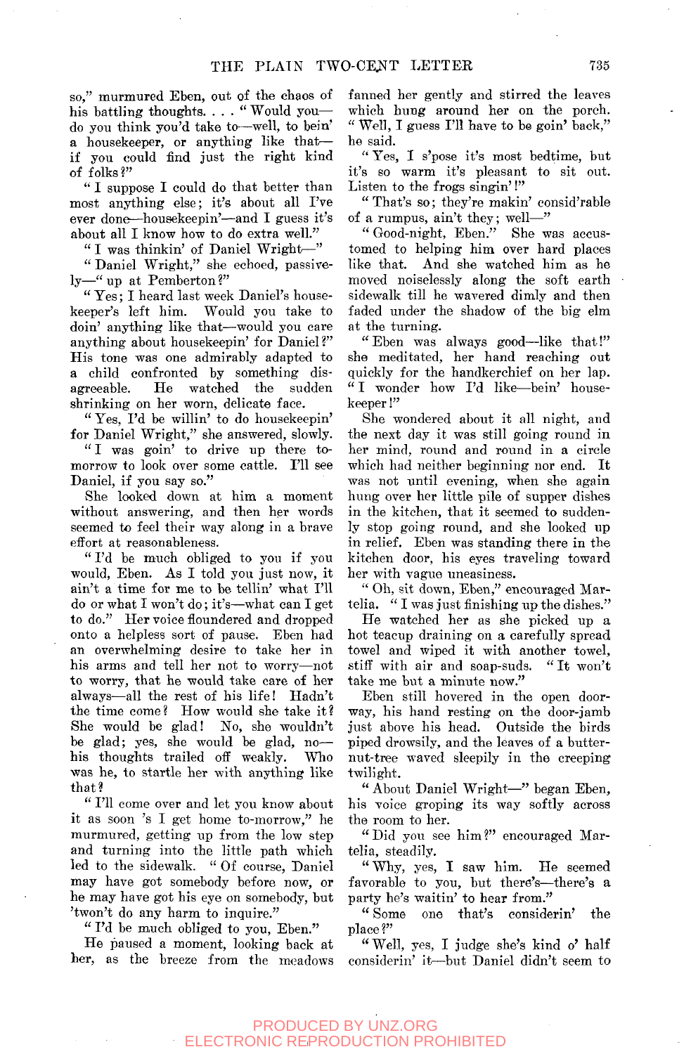so," murmured Eben, out of the chaos of his battling thoughts. . . . "Would you—do you think you'd take to—well, to bein' a housekeeper, or anything like that—if you could find just the right kind of folks?"

"I suppose I could do that better than most anything else; it's about all I've ever done—housekeepin'—and I guess it's about all I know how to do extra well."

"I was thinkin' of Daniel Wright—"

"Daniel Wright," she echoed, passively—"up at Pemberton?"

"Yes; I heard last week Daniel's housekeeper's left him. Would you take to doin' anything like that—would you care anything about housekeepin' for Daniel?" His tone was one admirably adapted to a child confronted by something disagreeable. He watched the sudden shrinking on her worn, delicate face.

"Yes, I'd be willin' to do housekeepin' for Daniel Wright," she answered, slowly.

"I was goin' to drive up there tomorrow to look over some cattle. I'll see Daniel, if you say so."

She looked down at him a moment without answering, and then her words seemed to feel their way along in a brave effort at reasonableness.

"I'd be much obliged to you if you would, Eben. As I told you just now, it ain't a time for me to be tellin' what I'll do or what I won't do; it's—what can I get to do." Her voice floundered and dropped onto a helpless sort of pause. Eben had an overwhelming desire to take her in his arms and tell her not to worry—not to worry, that he would take care of her always—all the rest of his life! Hadn't the time come? How would she take it? She would be glad! No, she wouldn't be glad; yes, she would be glad, no—his thoughts trailed off weakly. Who was he, to startle her with anything like that?

"I'll come over and let you know about it as soon 's I get home to-morrow," he murmured, getting up from the low step and turning into the little path which led to the sidewalk. "Of course, Daniel may have got somebody before now, or he may have got his eye on somebody, but 'twon't do any harm to inquire."

"I'd be much obliged to you, Eben."

He paused a moment, looking back at her, as the breeze from the meadows fanned her gently and stirred the leaves which hung around her on the porch. "Well, I guess I'll have to be goin' back," he said.

"Yes, I s'pose it's most bedtime, but it's so warm it's pleasant to sit out. Listen to the frogs singin'!"

"That's so; they're makin' consid'rable of a rumpus, ain't they; well—"

"Good-night, Eben." She was accustomed to helping him over hard places like that. And she watched him as he moved noiselessly along the soft earth sidewalk till he wavered dimly and then faded under the shadow of the big elm at the turning.

"Eben was always good—like that!" she meditated, her hand reaching out quickly for the handkerchief on her lap. "I wonder how I'd like—bein' housekeeper!"

She wondered about it all night, and the next day it was still going round in her mind, round and round in a circle which had neither beginning nor end. It was not until evening, when she again hung over her little pile of supper dishes in the kitchen, that it seemed to suddenly stop going round, and she looked up in relief. Eben was standing there in the kitchen door, his eyes traveling toward her with vague uneasiness.

"Oh, sit down, Eben," encouraged Martelia. "I was just finishing up the dishes."

He watched her as she picked up a hot teacup draining on a carefully spread towel and wiped it with another towel, stiff with air and soap-suds. "It won't take me but a minute now."

Eben still hovered in the open doorway, his hand resting on the door-jamb just above his head. Outside the birds piped drowsily, and the leaves of a butternut-tree waved sleepily in the creeping twilight.

"About Daniel Wright—" began Eben, his voice groping its way softly across the room to her.

"Did you see him?" encouraged Martelia, steadily.

"Why, yes, I saw him. He seemed favorable to you, but there's—there's a party he's waitin' to hear from."

"Some one that's considerin' the place?"

"Well, yes, I judge she's kind o' half considerin' it—but Daniel didn't seem to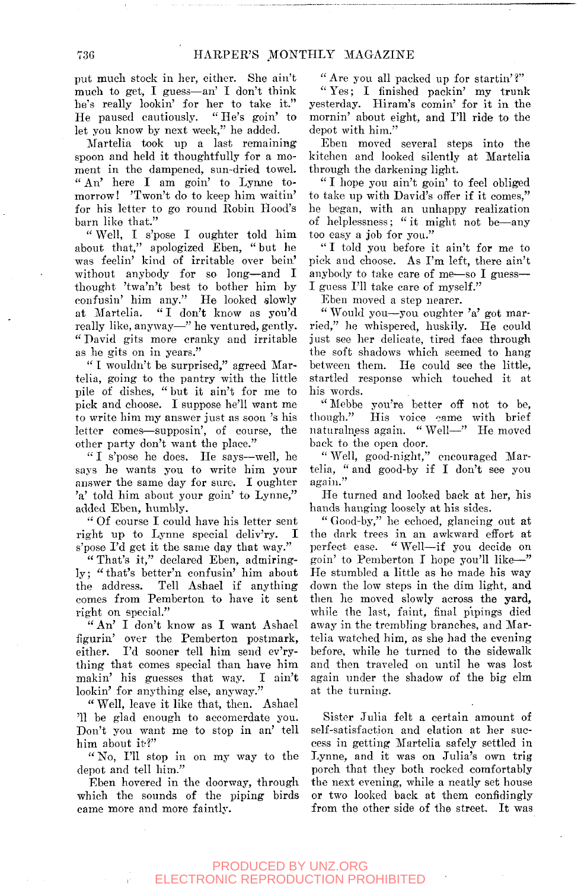put much stock in her, either. She ain't much to get, I guess—an' I don't think he's really lookin' for her to take it." He paused cautiously. "He's goin' to let you know by next week," he added.

Martelia took up a last remaining spoon and held it thoughtfully for a moment in the dampened, sun-dried towel. "An' here I am goin' to Lynne tomorrow! 'Twon't do to keep him waitin' for his letter to go round Robin Hood's barn like that."

"Well, I s'pose I oughter told him about that," apologized Eben, "but he was feelin' kind of irritable over bein' without anybody for so long—and I thought 'twa'n't best to bother him by confusin' him any." He looked slowly at Martelia. "I don't know as you'd really like, anyway—" he ventured, gently. "David gits more cranky and irritable as he gits on in years."

"I wouldn't be surprised," agreed Martelia, going to the pantry with the little pile of dishes, "but it ain't for me to pick and choose. I suppose he'll want me to write him my answer just as soon 's his letter comes—supposin', of course, the other party don't want the place."

"I s'pose he does. He says—well, he says he wants you to write him your answer the same day for sure. I oughter 'a' told him about your goin' to Lynne," added Eben, humbly.

"Of course I could have his letter sent right up to Lynne special deliv'ry. I s'pose I'd get it the same day that way."

"That's it," declared Eben, admiringly; "that's better'n confusin' him about the address. Tell Ashael if anything comes from Pemberton to have it sent right on special."

"An' I don't know as I want Ashael figurin' over the Pemberton postmark, either. I'd sooner tell him send ev'rything that comes special than have him makin' his guesses that way. I ain't lookin' for anything else, anyway."

"Well, leave it like that, then. Ashael 'll be glad enough to accomerdate you. Don't you want me to stop in an' tell him about it?"

"No, I'll stop in on my way to the depot and tell him."

Eben hovered in the doorway, through which the sounds of the piping birds came more and more faintly.

"Are you all packed up for startin'?"

"Yes; I finished packin' my trunk yesterday. Hiram's comin' for it in the mornin' about eight, and I'll ride to the depot with him."

Eben moved several steps into the kitchen and looked silently at Martelia through the darkening light.

"I hope you ain't goin' to feel obliged to take up with David's offer if it comes," he began, with an unhappy realization of helplessness; "it might not be—any too easy a job for you."

"I told you before it ain't for me to pick and choose. As I'm left, there ain't anybody to take care of me—so I guess—I guess I'll take care of myself."

Eben moved a step nearer.

"Would you—you oughter 'a' got married," he whispered, huskily. He could just see her delicate, tired face through the soft shadows which seemed to hang between them. He could see the little, startled response which touched it at his words.

"Mebbe you're better off not to be, though." His voice came with brief naturalness again. "Well—" He moved back to the open door.

"Well, good-night," encouraged Martelia, "and good-by if I don't see you again."

He turned and looked back at her, his hands hanging loosely at his sides.

"Good-by," he echoed, glancing out at the dark trees in an awkward effort at perfect ease. "Well—if you decide on goin' to Pemberton I hope you'll like—" He stumbled a little as he made his way down the low steps in the dim light, and then he moved slowly across the yard, while the last, faint, final pipings died away in the trembling branches, and Martelia watched him, as she had the evening before, while he turned to the sidewalk and then traveled on until he was lost again under the shadow of the big elm at the turning.

Sister Julia felt a certain amount of self-satisfaction and elation at her success in getting Martelia safely settled in Lynne, and it was on Julia's own trig porch that they both rocked comfortably the next evening, while a neatly set house or two looked back at them confidingly from the other side of the street. It was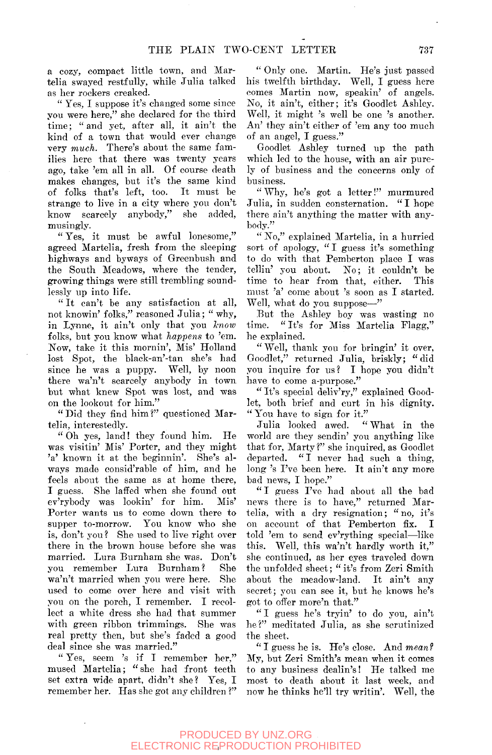a cozy, compact little town, and Martelia swayed restfully, while Julia talked as her rockers creaked.

"Yes, I suppose it's changed some since you were here," she declared for the third time; "and yet, after all, it ain't the kind of a town that would ever change very *much*. There's about the same families here that there was twenty years ago, take 'em all in all. Of course death makes changes, but it's the same kind of folks that's left, too. It must be strange to live in a city where you don't know scarcely anybody," she added, musingly.

"Yes, it must be awful lonesome," agreed Martelia, fresh from the sleeping highways and byways of Greenbush and the South Meadows, where the tender, growing things were still trembling soundlessly up into life.

"It can't be any satisfaction at all, not knowin' folks," reasoned Julia; "why, in Lynne, it ain't only that you *know* folks, but you know what *happens* to 'em. Now, take it this mornin', Mis' Holland lost Spot, the black-an'-tan she's had since he was a puppy. Well, by noon there wa'n't scarcely anybody in town but what knew Spot was lost, and was on the lookout for him."

"Did they find him?" questioned Martelia, interestedly.

"Oh yes, land! they found him. He was visitin' Mis' Porter, and they might 'a' known it at the beginnin'. She's always made consid'rable of him, and he feels about the same as at home there, I guess. She laffed when she found out ev'rybody was lookin' for him. Mis' Porter wants us to come down there to supper to-morrow. You know who she is, don't you? She used to live right over there in the brown house before she was married. Lura Burnham she was. Don't you remember Lura Burnham? She wa'n't married when you were here. She used to come over here and visit with you on the porch, I remember. I recollect a white dress she had that summer with green ribbon trimmings. She was real pretty then, but she's faded a good deal since she was married."

"Yes, seem 's if I remember her," mused Martelia; "she had front teeth set extra wide apart, didn't she? Yes, I remember her. Has she got any children?"

"Only one. Martin. He's just passed his twelfth birthday. Well, I guess here comes Martin now, speakin' of angels. No, it ain't, either; it's Goodlet Ashley. Well, it might 's well be one 's another. An' they ain't either of 'em any too much of an angel, I guess."

Goodlet Ashley turned up the path which led to the house, with an air purely of business and the concerns only of business.

"Why, he's got a letter!" murmured Julia, in sudden consternation. "I hope there ain't anything the matter with anybody."

"No," explained Martelia, in a hurried sort of apology, "I guess it's something to do with that Pemberton place I was tellin' you about. No; it couldn't be time to hear from that, either. This must 'a' come about 's soon as I started. Well, what do you suppose—"

But the Ashley boy was wasting no time. "It's for Miss Martelia Flagg," he explained.

"Well, thank you for bringin' it over, Goodlet," returned Julia, briskly; "did you inquire for us? I hope you didn't have to come a-purpose."

"It's special deliv'ry," explained Goodlet, both brief and curt in his dignity. "You have to sign for it."

Julia looked awed. "What in the world are they sendin' you anything like that for, Marty?" she inquired, as Goodlet departed. "I never had such a thing, long 's I've been here. It ain't any more bad news, I hope."

"I guess I've had about all the bad news there is to have," returned Martelia, with a dry resignation; "no, it's on account of that Pemberton fix. I told 'em to send ev'rything special—like this. Well, this wa'n't hardly worth it," she continued, as her eyes traveled down the unfolded sheet; "it's from Zeri Smith about the meadow-land. It ain't any secret; you can see it, but he knows he's got to offer more'n that."

"I guess he's tryin' to do you, ain't he?" meditated Julia, as she scrutinized the sheet.

"I guess he is. He's close. And *mean*? My, but Zeri Smith's mean when it comes to any business dealin's! He talked me most to death about it last week, and now he thinks he'll try writin'. Well, the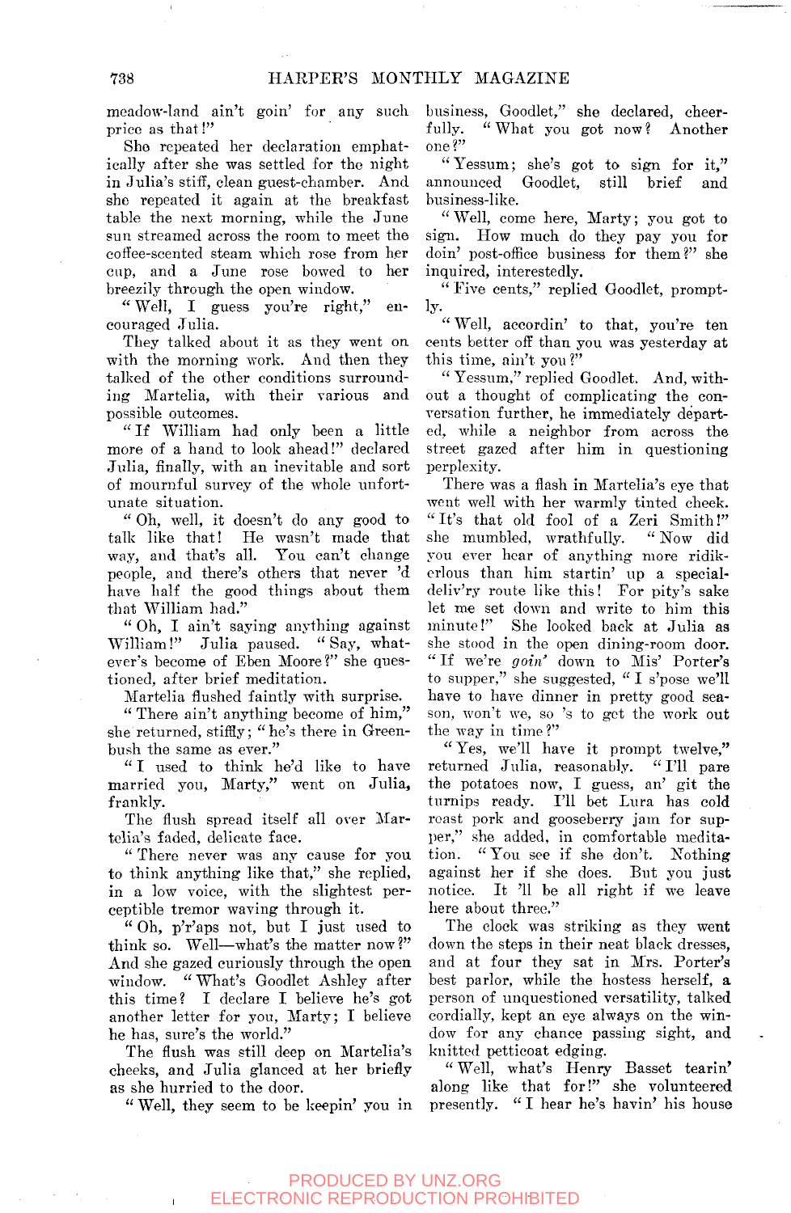meadow-land ain't goin' for any such price as that!"

She repeated her declaration emphatically after she was settled for the night in Julia's stiff, clean guest-chamber. And she repeated it again at the breakfast table the next morning, while the June sun streamed across the room to meet the coffee-scented steam which rose from her cup, and a June rose bowed to her breezily through the open window.

"Well, I guess you're right," encouraged Julia.

They talked about it as they went on with the morning work. And then they talked of the other conditions surrounding Martelia, with their various and possible outcomes.

"If William had only been a little more of a hand to look ahead!" declared Julia, finally, with an inevitable and sort of mournful survey of the whole unfortunate situation.

"Oh, well, it doesn't do any good to talk like that! He wasn't made that way, and that's all. You can't change people, and there's others that never 'd have half the good things about them that William had."

"Oh, I ain't saying anything against William!" Julia paused. "Say, whatever's become of Eben Moore?" she questioned, after brief meditation.

Martelia flushed faintly with surprise.

"There ain't anything become of him," she returned, stiffly; "he's there in Greenbush the same as ever."

"I used to think he'd like to have married you, Marty," went on Julia, frankly.

The flush spread itself all over Martelia's faded, delicate face.

"There never was any cause for you to think anything like that," she replied, in a low voice, with the slightest perceptible tremor waving through it.

"Oh, p'r'aps not, but I just used to think so. Well—what's the matter now?" And she gazed curiously through the open window. "What's Goodlet Ashley after this time? I declare I believe he's got another letter for you, Marty; I believe he has, sure's the world."

The flush was still deep on Martelia's cheeks, and Julia glanced at her briefly as she hurried to the door.

"Well, they seem to be keepin' you in business, Goodlet," she declared, cheerfully. "What you got now? Another one?"

"Yessum; she's got to sign for it," announced Goodlet, still brief and business-like.

"Well, come here, Marty; you got to sign. How much do they pay you for doin' post-office business for them?" she inquired, interestedly.

"Five cents," replied Goodlet, promptly.

"Well, accordin' to that, you're ten cents better off than you was yesterday at this time, ain't you?"

"Yessum," replied Goodlet. And, without a thought of complicating the conversation further, he immediately departed, while a neighbor from across the street gazed after him in questioning perplexity.

There was a flash in Martelia's eye that went well with her warmly tinted cheek.

"It's that old fool of a Zeri Smith!" she mumbled, wrathfully. "Now did you ever hear of anything more ridikerlous than him startin' up a special-deliv'ry route like this! For pity's sake let me set down and write to him this minute!" She looked back at Julia as she stood in the open dining-room door. "If we're *goin'* down to Mis' Porter's to supper," she suggested, "I s'pose we'll have to have dinner in pretty good season, won't we, so 's to get the work out the way in time?"

"Yes, we'll have it prompt twelve," returned Julia, reasonably. "I'll pare the potatoes now, I guess, an' git the turnips ready. I'll bet Lura has cold roast pork and gooseberry jam for supper," she added, in comfortable meditation. "You see if she don't. Nothing against her if she does. But you just notice. It 'll be all right if we leave here about three."

The clock was striking as they went down the steps in their neat black dresses, and at four they sat in Mrs. Porter's best parlor, while the hostess herself, a person of unquestioned versatility, talked cordially, kept an eye always on the window for any chance passing sight, and knitted petticoat edging.

"Well, what's Henry Basset tearin' along like that for!" she volunteered presently. "I hear he's havin' his house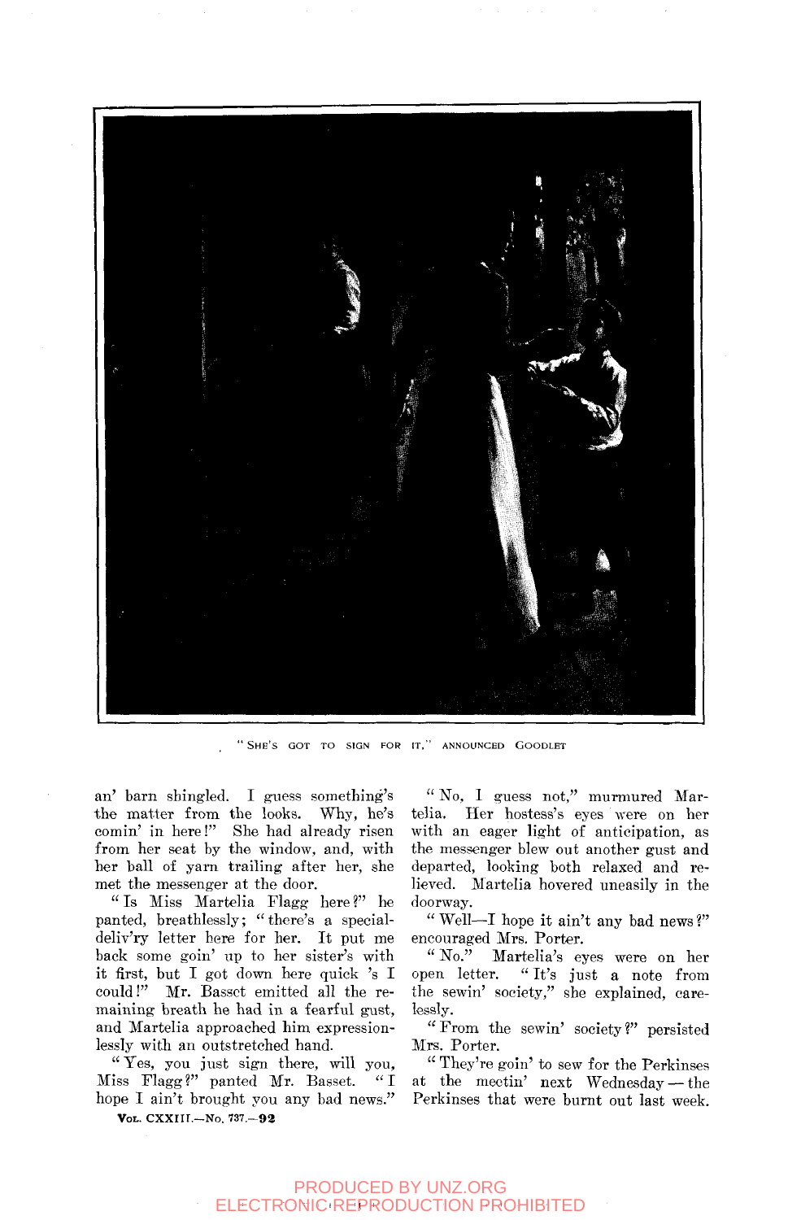"SHE'S GOT TO SIGN FOR IT," ANNOUNCED GOODLET

an' barn shingled. I guess something's the matter from the looks. Why, he's comin' in here!" She had already risen from her seat by the window, and, with her ball of yarn trailing after her, she met the messenger at the door.

"Is Miss Martelia Flagg here?" he panted, breathlessly; "there's a special-deliv'ry letter here for her. It put me back some goin' up to her sister's with it first, but I got down here quick 's I could!" Mr. Bassct emitted all the remaining breath he had in a fearful gust, and Martelia approached him expressionlessly with an outstretched hand.

"Yes, you just sign there, will you, Miss Flagg?" panted Mr. Basset. "I hope I ain't brought you any bad news."

"No, I guess not," murmured Martelia. Her hostess's eyes were on her with an eager light of anticipation, as the messenger blew out another gust and departed, looking both relaxed and relieved. Martelia hovered uneasily in the doorway.

"Well—I hope it ain't any bad news?" encouraged Mrs. Porter.

"No." Martelia's eyes were on her open letter. "It's just a note from the sewin' society," she explained, carelessly.

"From the sewin' society?" persisted Mrs. Porter.

"They're goin' to sew for the Perkinses at the meetin' next Wednesday — the Perkinses that were burnt out last week.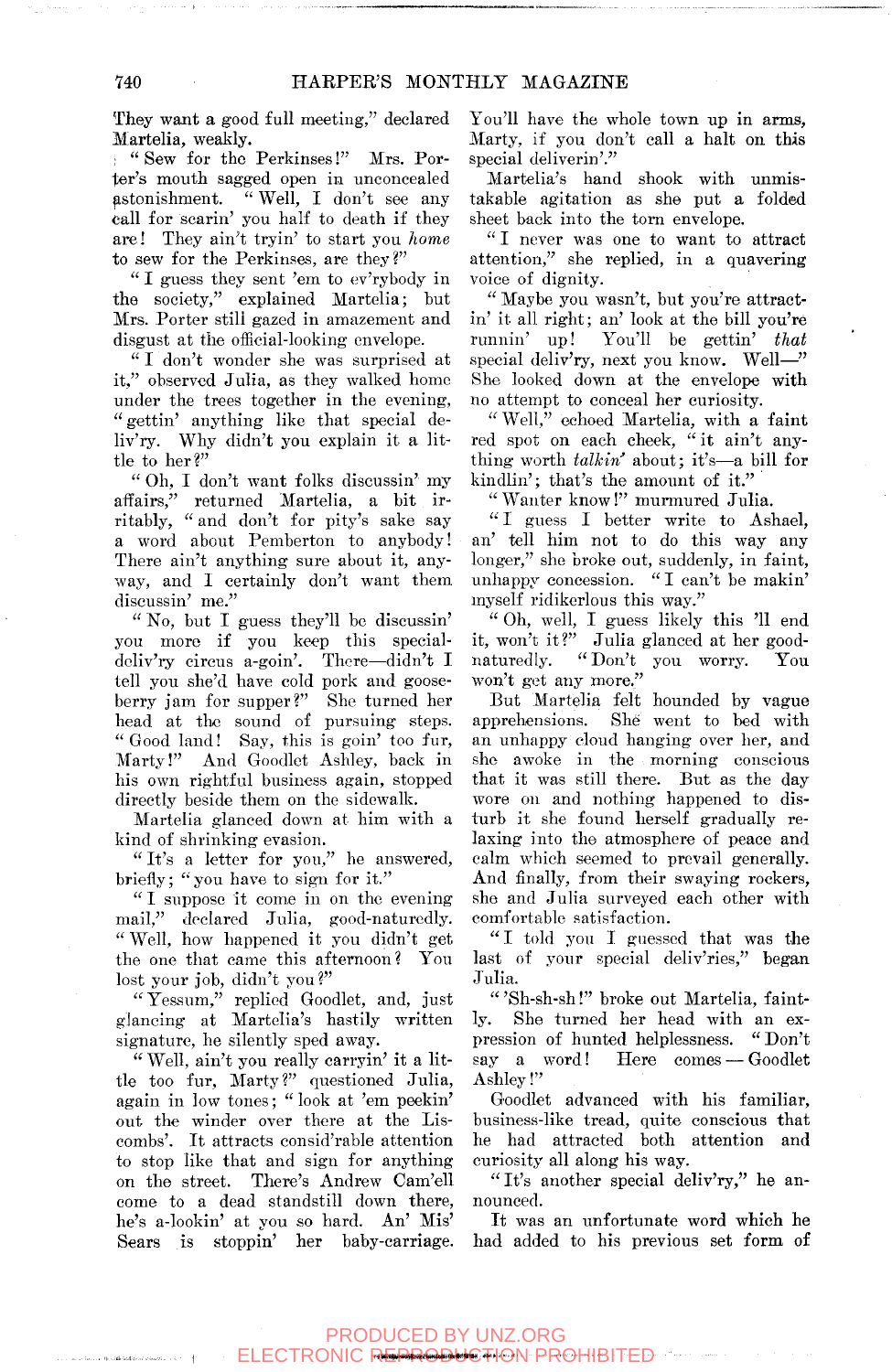They want a good full meeting," declared Martelia, weakly.

"Sew for the Perkinses!" Mrs. Porter's mouth sagged open in unconcealed astonishment. "Well, I don't see any call for scarin' you half to death if they are! They ain't tryin' to start you *home* to sew for the Perkinses, are they?"

"I guess they sent 'em to ev'rybody in the society," explained Martelia; but Mrs. Porter still gazed in amazement and disgust at the official-looking envelope.

"I don't wonder she was surprised at it," observed Julia, as they walked home under the trees together in the evening, "gettin' anything like that special deliv'ry. Why didn't you explain it a little to her?"

"Oh, I don't want folks discussin' my affairs," returned Martelia, a bit irritably, "and don't for pity's sake say a word about Pemberton to anybody! There ain't anything sure about it, anyway, and I certainly don't want them discussin' me."

"No, but I guess they'll be discussin' you more if you keep this special-deliv'ry circus a-goin'. There—didn't I tell you she'd have cold pork and gooseberry jam for supper?" She turned her head at the sound of pursuing steps. "Good land! Say, this is goin' too fur, Marty!" And Goodlet Ashley, back in his own rightful business again, stopped directly beside them on the sidewalk.

Martelia glanced down at him with a kind of shrinking evasion.

"It's a letter for you," he answered, briefly; "you have to sign for it."

"I suppose it come in on the evening mail," declared Julia, good-naturedly. "Well, how happened it you didn't get the one that came this afternoon? You lost your job, didn't you?"

"Yessum," replied Goodlet, and, just glancing at Martelia's hastily written signature, he silently sped away.

"Well, ain't you really carryin' it a little too fur, Marty?" questioned Julia, again in low tones; "look at 'em peekin' out the winder over there at the Liscombs'. It attracts consid'rable attention to stop like that and sign for anything on the street. There's Andrew Cam'ell come to a dead standstill down there, he's a-lookin' at you so hard. An' Mis' Sears is stoppin' her baby-carriage. You'll have the whole town up in arms, Marty, if you don't call a halt on this special deliverin'."

Martelia's hand shook with unmistakable agitation as she put a folded sheet back into the torn envelope.

"I never was one to want to attract attention," she replied, in a quavering voice of dignity.

"Maybe you wasn't, but you're attractin' it all right; an' look at the bill you're runnin' up! You'll be gettin' *that* special deliv'ry, next you know. Well—" She looked down at the envelope with no attempt to conceal her curiosity.

"Well," echoed Martelia, with a faint red spot on each cheek, "it ain't anything worth *talkin'* about; it's—a bill for kindlin'; that's the amount of it."

"Wanter know!" murmured Julia.

"I guess I better write to Ashael, an' tell him not to do this way any longer," she broke out, suddenly, in faint, unhappy concession. "I can't be makin' myself ridikerlous this way."

"Oh, well, I guess likely this 'll end it, won't it?" Julia glanced at her good-naturedly. "Don't you worry. You won't get any more."

But Martelia felt hounded by vague apprehensions. She went to bed with an unhappy cloud hanging over her, and she awoke in the morning conscious that it was still there. But as the day wore on and nothing happened to disturb it she found herself gradually relaxing into the atmosphere of peace and calm which seemed to prevail generally. And finally, from their swaying rockers, she and Julia surveyed each other with comfortable satisfaction.

"I told you I guessed that was the last of your special deliv'ries," began Julia.

"'Sh-sh-sh!" broke out Martelia, faintly. She turned her head with an expression of hunted helplessness. "Don't say a word! Here comes — Goodlet Ashley!"

Goodlet advanced with his familiar, business-like tread, quite conscious that he had attracted both attention and curiosity all along his way.

"It's another special deliv'ry," he announced.

It was an unfortunate word which he had added to his previous set form of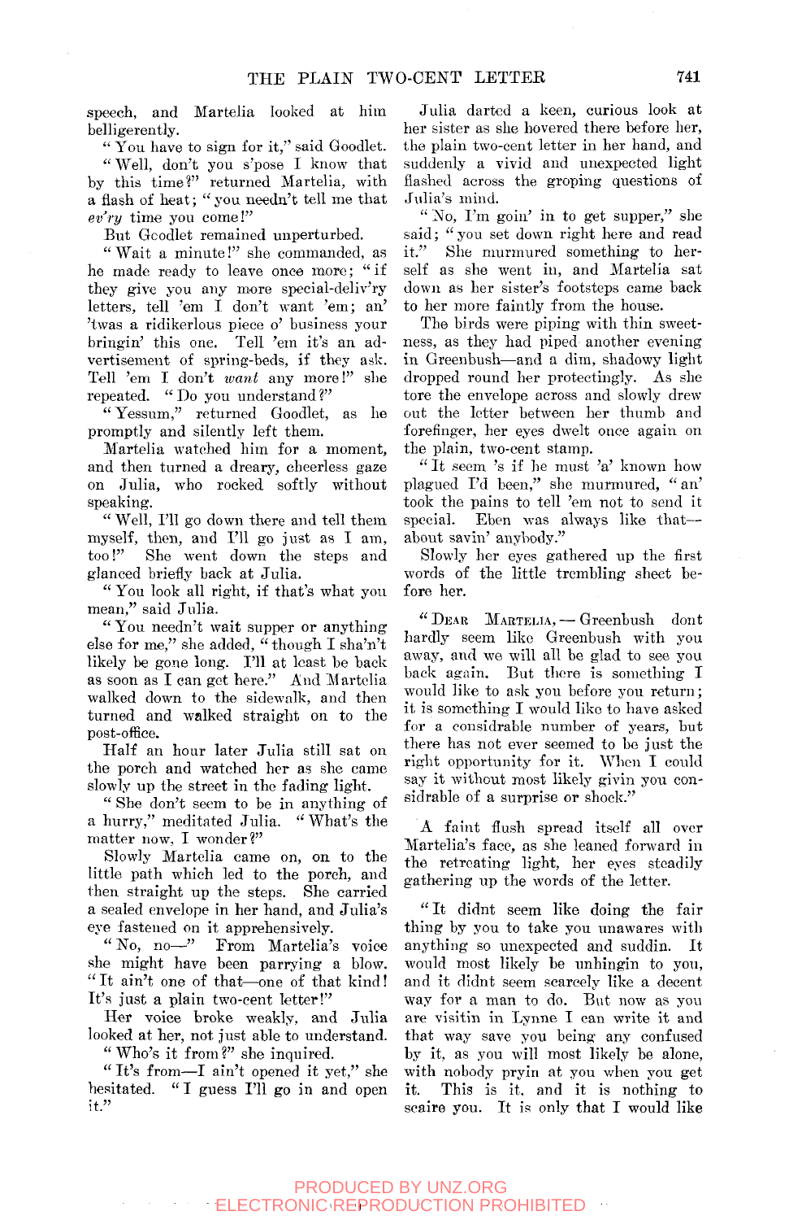speech, and Martelia looked at him belligerently.

"You have to sign for it," said Goodlet.

"Well, don't you s'pose I know that by this time?" returned Martelia, with a flash of heat; "you needn't tell me that *ev'ry* time you come!"

But Goodlet remained unperturbed.

"Wait a minute!" she commanded, as he made ready to leave once more; "if they give you any more special-deliv'ry letters, tell 'em I don't want 'em; an' 'twas a ridikerlous piece o' business your bringin' this one. Tell 'em it's an advertisement of spring-beds, if they ask. Tell 'em I don't *want* any more!" she repeated. "Do you understand?"

"Yessum," returned Goodlet, as he promptly and silently left them.

Martelia watched him for a moment, and then turned a dreary, cheerless gaze on Julia, who rocked softly without speaking.

"Well, I'll go down there and tell them myself, then, and I'll go just as I am, too!" She went down the steps and glanced briefly back at Julia.

"You look all right, if that's what you mean," said Julia.

"You needn't wait supper or anything else for me," she added, "though I sha'n't likely be gone long. I'll at least be back as soon as I can get here." And Martelia walked down to the sidewalk, and then turned and walked straight on to the post-office.

Half an hour later Julia still sat on the porch and watched her as she came slowly up the street in the fading light.

"She don't seem to be in anything of a hurry," meditated Julia. "What's the matter now, I wonder?"

Slowly Martelia came on, on to the little path which led to the porch, and then straight up the steps. She carried a sealed envelope in her hand, and Julia's eye fastened on it apprehensively.

"No, no—" From Martelia's voice she might have been parrying a blow. "It ain't one of that—one of that kind! It's just a plain two-cent letter!"

Her voice broke weakly, and Julia looked at her, not just able to understand.

"Who's it from?" she inquired.

"It's from—I ain't opened it yet," she hesitated. "I guess I'll go in and open it."

Julia darted a keen, curious look at her sister as she hovered there before her, the plain two-cent letter in her hand, and suddenly a vivid and unexpected light flashed across the groping questions of Julia's mind.

"No, I'm goin' in to get supper," she said; "you set down right here and read it." She murmured something to herself as she went in, and Martelia sat down as her sister's footsteps came back to her more faintly from the house.

The birds were piping with thin sweetness, as they had piped another evening in Greenbush—and a dim, shadowy light dropped round her protectingly. As she tore the envelope across and slowly drew out the letter between her thumb and forefinger, her eyes dwelt once again on the plain, two-cent stamp.

"It seem 's if he must 'a' known how plagued I'd been," she murmured, "an' took the pains to tell 'em not to send it special. Eben was always like that—about savin' anybody."

Slowly her eyes gathered up the first words of the little trembling sheet before her.

"DEAR MARTELIA,—Greenbush dont hardly seem like Greenbush with you away, and we will all be glad to see you back again. But there is something I would like to ask you before you return; it is something I would like to have asked for a considrable number of years, but there has not ever seemed to be just the right opportunity for it. When I could say it without most likely givin you considrable of a surprise or shock."

A faint flush spread itself all over Martelia's face, as she leaned forward in the retreating light, her eyes steadily gathering up the words of the letter.

"It didnt seem like doing the fair thing by you to take you unawares with anything so unexpected and suddin. It would most likely be unhingin to you, and it didnt seem scarcely like a decent way for a man to do. But now as you are visitin in Lynne I can write it and that way save you being any confused by it, as you will most likely be alone, with nobody pryin at you when you get it. This is it, and it is nothing to scaire you. It is only that I would like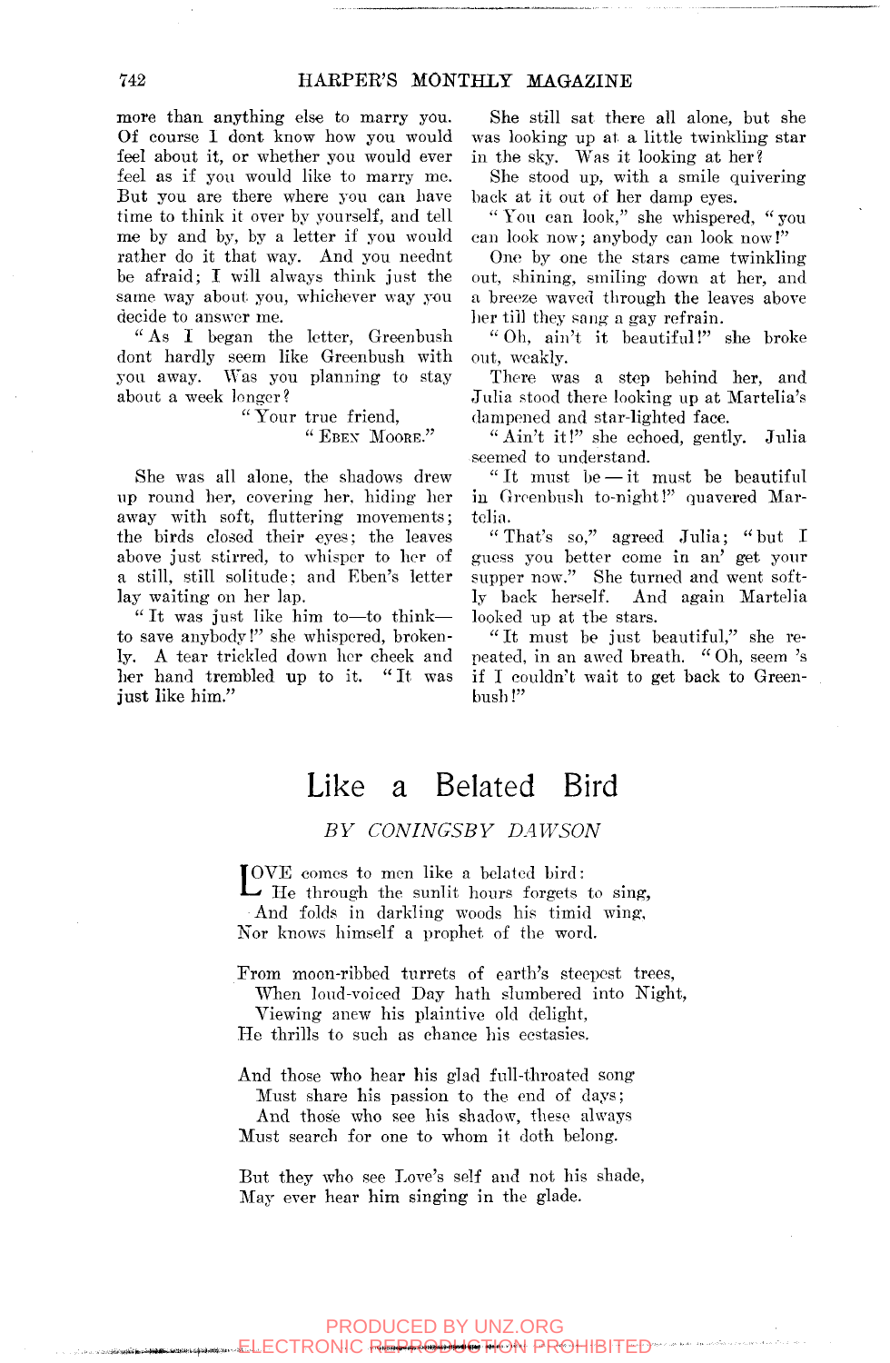more than anything else to marry you. Of course I dont know how you would feel about it, or whether you would ever feel as if you would like to marry me. But you are there where you can have time to think it over by yourself, and tell me by and by, by a letter if you would rather do it that way. And you neednt be afraid; I will always think just the same way about you, whichever way you decide to answer me.

"As I began the letter, Greenbush dont hardly seem like Greenbush with you away. Was you planning to stay about a week longer?

"Your true friend,
"EBEN MOORE."

She was all alone, the shadows drew up round her, covering her, hiding her away with soft, fluttering movements; the birds closed their eyes; the leaves above just stirred, to whisper to her of a still, still solitude; and Eben's letter lay waiting on her lap.

"It was just like him to—to think—to save anybody!" she whispered, brokenly. A tear trickled down her cheek and her hand trembled up to it. "It was just like him."

She still sat there all alone, but she was looking up at a little twinkling star in the sky. Was it looking at her?

She stood up, with a smile quivering back at it out of her damp eyes.

"You can look," she whispered, "you can look now; anybody can look now!"

One by one the stars came twinkling out, shining, smiling down at her, and a breeze waved through the leaves above her till they sang a gay refrain.

"Oh, ain't it beautiful!" she broke out, weakly.

There was a step behind her, and Julia stood there looking up at Martelia's dampened and star-lighted face.

"Ain't it!" she echoed, gently. Julia seemed to understand.

"It must be—it must be beautiful in Greenbush to-night!" quavered Martelia.

"That's so," agreed Julia; "but I guess you better come in an' get your supper now." She turned and went softly back herself. And again Martelia looked up at the stars.

"It must be just beautiful," she repeated, in an awed breath. "Oh, seem 's if I couldn't wait to get back to Greenbush!"

# Like a Belated Bird

*BY CONINGSBY DAWSON*

LOVE comes to men like a belated bird:
He through the sunlit hours forgets to sing,
And folds in darkling woods his timid wing,
Nor knows himself a prophet of the word.

From moon-ribbed turrets of earth's steepest trees,
When loud-voiced Day hath slumbered into Night,
Viewing anew his plaintive old delight,
He thrills to such as chance his ecstasies.

And those who hear his glad full-throated song
Must share his passion to the end of days;
And those who see his shadow, these always
Must search for one to whom it doth belong.

But they who see Love's self and not his shade,
May ever hear him singing in the glade.